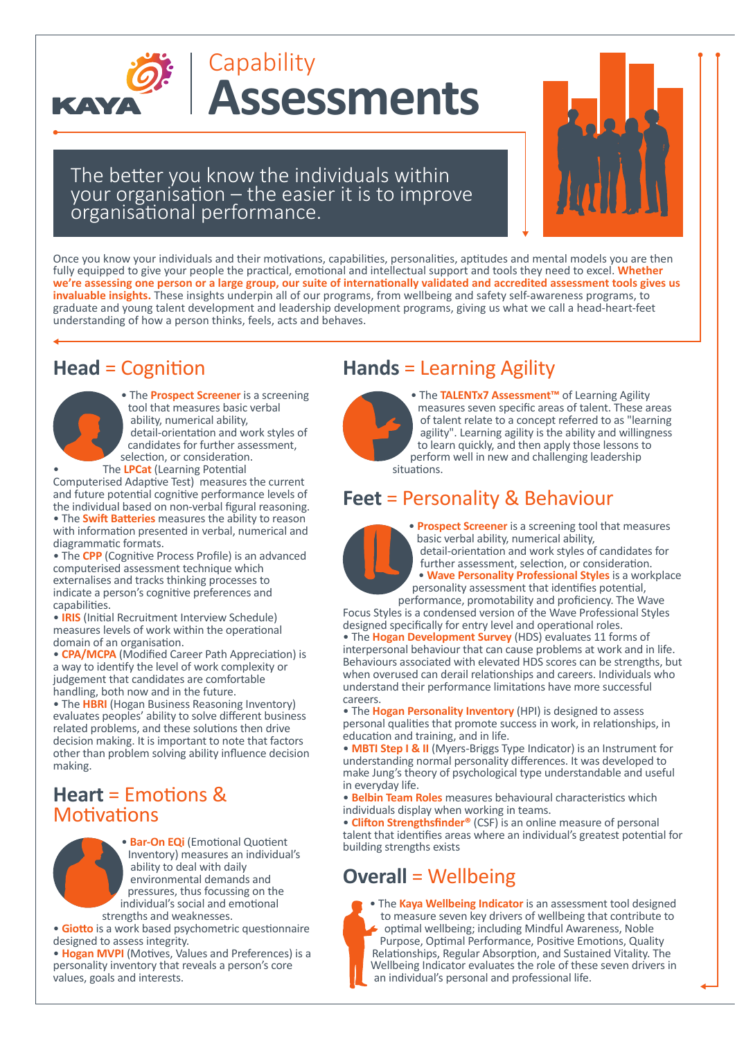KAYA

# Capability Assessments

The better you know the individuals within your organisation – the easier it is to improve organisational performance.

Once you know your individuals and their motivations, capabilities, personalities, aptitudes and mental models you are then fully equipped to give your people the practical, emotional and intellectual support and tools they need to excel. **Whether we're assessing one person or a large group, our suite of internationally validated and accredited assessment tools gives us invaluable insights.** These insights underpin all of our programs, from wellbeing and safety self-awareness programs, to graduate and young talent development and leadership development programs, giving us what we call a head-heart-feet understanding of how a person thinks, feels, acts and behaves.

## Head = Cognition

- The **Prospect Screener** is a screening tool that measures basic verbal ability, numerical ability, detail-orientation and work styles of candidates for further assessment, selection, or consideration.
- The **LPCat** (Learning Potential Computerised Adaptive Test) measures the current and future potential cognitive performance levels of the individual based on non-verbal figural reasoning.
- The **Swift Batteries** measures the ability to reason with information presented in verbal, numerical and diagrammatic formats.
- The **CPP** (Cognitive Process Profile) is an advanced computerised assessment technique which externalises and tracks thinking processes to indicate a person's cognitive preferences and capabilities.
- **IRIS** (Initial Recruitment Interview Schedule) measures levels of work within the operational domain of an organisation.
- **CPA/MCPA** (Modified Career Path Appreciation) is a way to identify the level of work complexity or judgement that candidates are comfortable handling, both now and in the future.
- The **HBRI** (Hogan Business Reasoning Inventory) evaluates peoples' ability to solve different business related problems, and these solutions then drive decision making. It is important to note that factors other than problem solving ability influence decision making.

## Heart = Emotions & Motivations

- **Bar-On EQi** (Emotional Quotient Inventory) measures an individual's ability to deal with daily environmental demands and pressures, thus focussing on the individual's social and emotional strengths and weaknesses.
- **Giotto** is a work based psychometric questionnaire designed to assess integrity.
- **Hogan MVPI** (Motives, Values and Preferences) is a personality inventory that reveals a person's core values, goals and interests.

## Hands = Learning Agility

- The **TALENTx7 Assessment™** of Learning Agility measures seven specific areas of talent. These areas of talent relate to a concept referred to as "learning agility". Learning agility is the ability and willingness to learn quickly, and then apply those lessons to perform well in new and challenging leadership situations.

## Feet = Personality & Behaviour

- **Prospect Screener** is a screening tool that measures basic verbal ability, numerical ability, detail-orientation and work styles of candidates for further assessment, selection, or consideration.
- **Wave Personality Professional Styles** is a workplace personality assessment that identifies potential, performance, promotability and proficiency. The Wave Focus Styles is a condensed version of the Wave Professional Styles designed specifically for entry level and operational roles.
- The **Hogan Development Survey** (HDS) evaluates 11 forms of interpersonal behaviour that can cause problems at work and in life. Behaviours associated with elevated HDS scores can be strengths, but when overused can derail relationships and careers. Individuals who understand their performance limitations have more successful careers.
- The **Hogan Personality Inventory** (HPI) is designed to assess personal qualities that promote success in work, in relationships, in education and training, and in life.
- **MBTI Step I & II** (Myers-Briggs Type Indicator) is an Instrument for understanding normal personality differences. It was developed to make Jung's theory of psychological type understandable and useful in everyday life.
- **Belbin Team Roles** measures behavioural characteristics which individuals display when working in teams.
- **Clifton Strengthsfinder®** (CSF) is an online measure of personal talent that identifies areas where an individual's greatest potential for building strengths exists

## Overall = Wellbeing

- The **Kaya Wellbeing Indicator** is an assessment tool designed to measure seven key drivers of wellbeing that contribute to optimal wellbeing; including Mindful Awareness, Noble Purpose, Optimal Performance, Positive Emotions, Quality Relationships, Regular Absorption, and Sustained Vitality. The Wellbeing Indicator evaluates the role of these seven drivers in an individual's personal and professional life.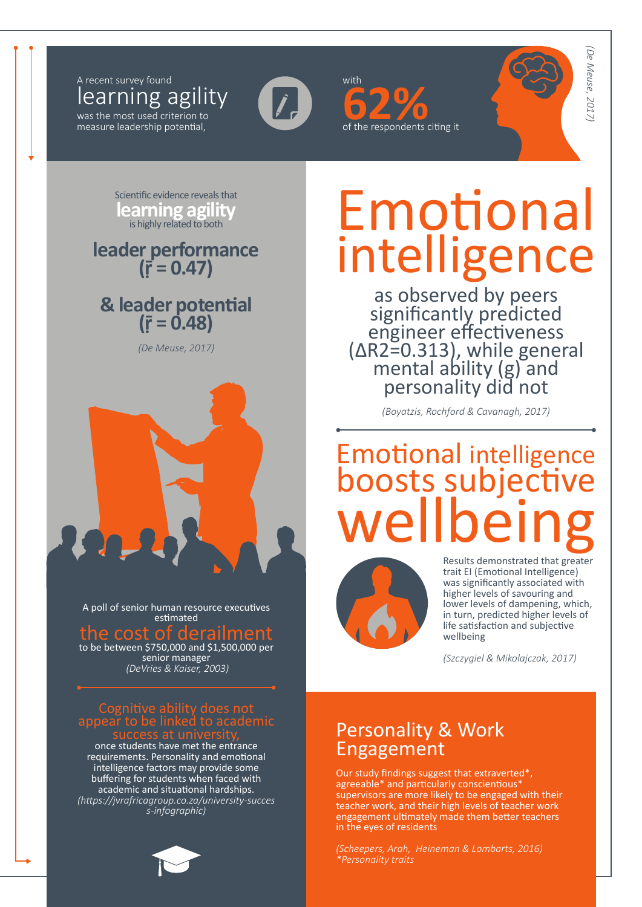A recent survey found **learning agility** was the most used criterion to measure leadership potential, with **62%** of the respondents citing it

*(De Meuse, 2017)*

Scientific evidence reveals that **learning agility** is highly related to both

## leader performance ($\bar{r} = 0.47$)

## & leader potential ($\bar{r} = 0.48$)

*(De Meuse, 2017)*

A poll of senior human resource executives estimated **the cost of derailment** to be between $750,000 and $1,500,000 per senior manager
*(DeVries & Kaiser, 2003)*

**Cognitive ability does not appear to be linked to academic success at university,** once students have met the entrance requirements. Personality and emotional intelligence factors may provide some buffering for students when faced with academic and situational hardships.
*(https://jvrafricagroup.co.za/university-success-infographic)*

# Emotional intelligence

as observed by peers significantly predicted engineer effectiveness ($\Delta R^2 = 0.313$), while general mental ability (g) and personality did not

*(Boyatzis, Rochford & Cavanagh, 2017)*

# Emotional intelligence boosts subjective wellbeing

Results demonstrated that greater trait EI (Emotional Intelligence) was significantly associated with higher levels of savouring and lower levels of dampening, which, in turn, predicted higher levels of life satisfaction and subjective wellbeing

*(Szczygiel & Mikolajczak, 2017)*

## Personality & Work Engagement

Our study findings suggest that extraverted*, agreeable* and particularly conscientious* supervisors are more likely to be engaged with their teacher work, and their high levels of teacher work engagement ultimately made them better teachers in the eyes of residents

*(Scheepers, Arah, Heineman & Lombarts, 2016)*
**Personality traits*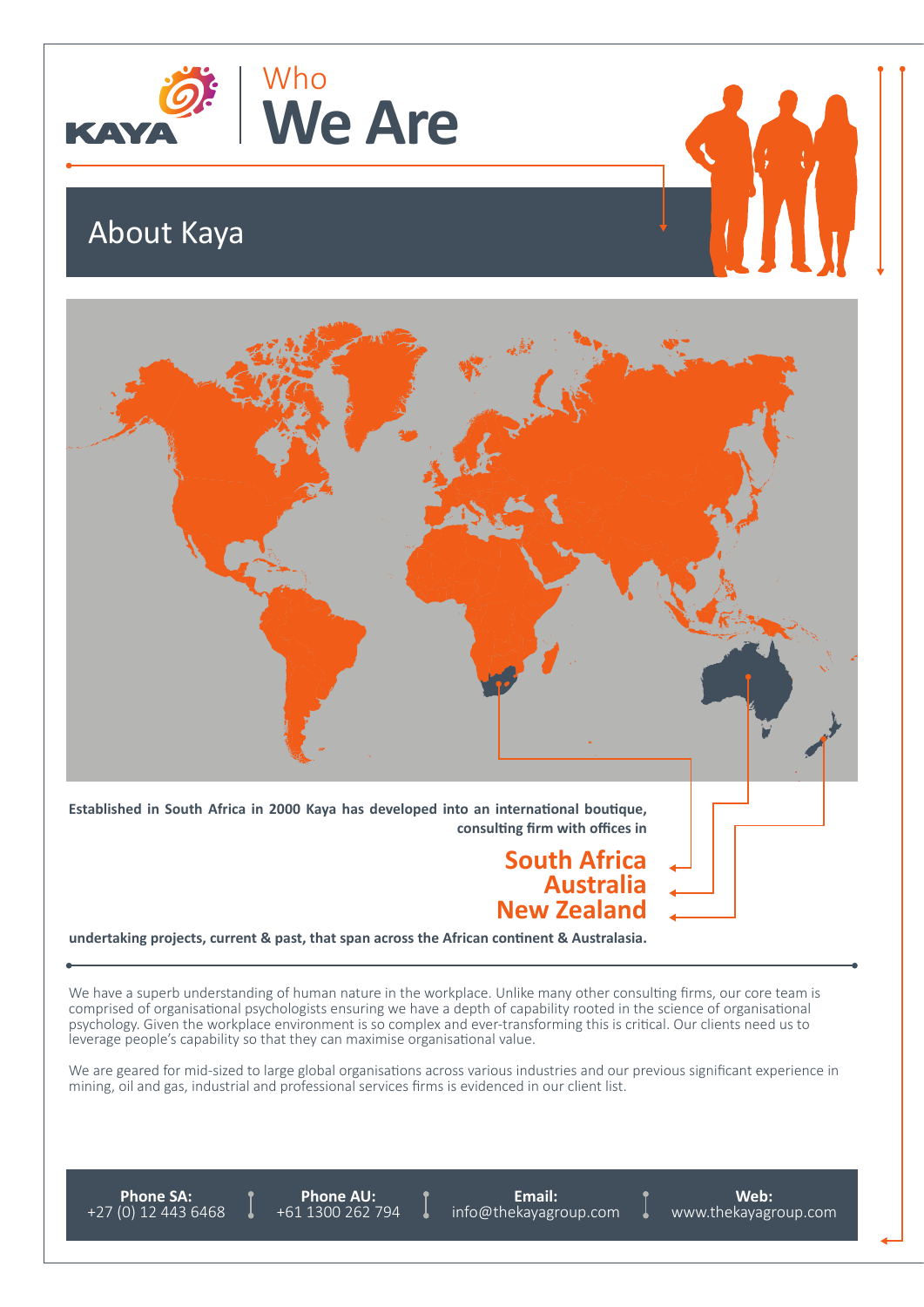KAYA

# Who We Are

## About Kaya

**Established in South Africa in 2000 Kaya has developed into an international boutique, consulting firm with offices in**

**South Africa**
**Australia**
**New Zealand**

**undertaking projects, current & past, that span across the African continent & Australasia.**

We have a superb understanding of human nature in the workplace. Unlike many other consulting firms, our core team is comprised of organisational psychologists ensuring we have a depth of capability rooted in the science of organisational psychology. Given the workplace environment is so complex and ever-transforming this is critical. Our clients need us to leverage people's capability so that they can maximise organisational value.

We are geared for mid-sized to large global organisations across various industries and our previous significant experience in mining, oil and gas, industrial and professional services firms is evidenced in our client list.

**Phone SA:** +27 (0) 12 443 6468

**Phone AU:** +61 1300 262 794

**Email:** info@thekayagroup.com

**Web:** www.thekayagroup.com